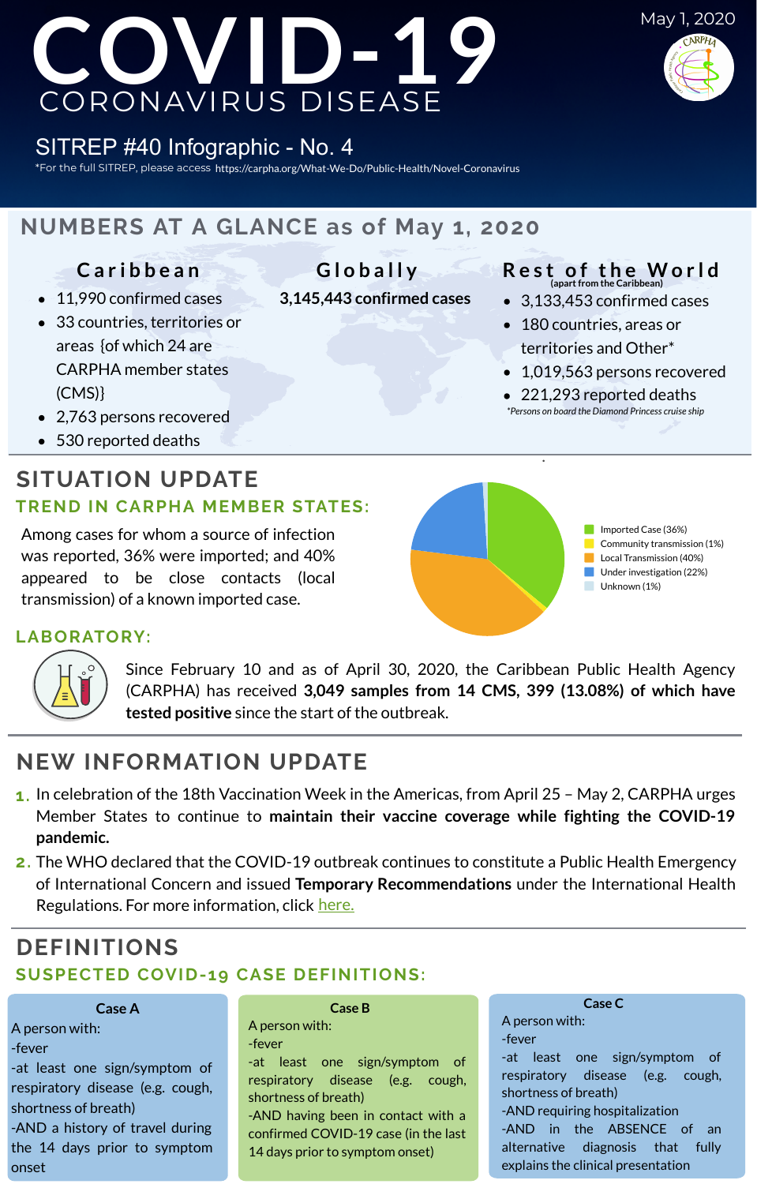May 1, 2020

# COVID-19

## CORONAVIRUS DISEASE

### SITREP #40 Infographic - No. 4

*For the full SITREP, please access https://carpha.org/What-We-Do/Public-Health/Novel-Coronavirus

## NUMBERS AT A GLANCE as of May 1, 2020

### Caribbean

- 11,990 confirmed cases
- 33 countries, territories or areas {of which 24 are CARPHA member states (CMS)}
- 2,763 persons recovered
- 530 reported deaths

### Globally

**3,145,443 confirmed cases**

### Rest of the World

**(apart from the Caribbean)**

- 3,133,453 confirmed cases
- 180 countries, areas or territories and Other*
- 1,019,563 persons recovered
- 221,293 reported deaths

*Persons on board the Diamond Princess cruise ship*

## SITUATION UPDATE

### TREND IN CARPHA MEMBER STATES:

Among cases for whom a source of infection was reported, 36% were imported; and 40% appeared to be close contacts (local transmission) of a known imported case.

Imported Case (36%)
Community transmission (1%)
Local Transmission (40%)
Under investigation (22%)
Unknown (1%)

### LABORATORY:

Since February 10 and as of April 30, 2020, the Caribbean Public Health Agency (CARPHA) has received **3,049 samples from 14 CMS, 399 (13.08%) of which have tested positive** since the start of the outbreak.

## NEW INFORMATION UPDATE

1. In celebration of the 18th Vaccination Week in the Americas, from April 25 – May 2, CARPHA urges Member States to continue to **maintain their vaccine coverage while fighting the COVID-19 pandemic.**
2. The WHO declared that the COVID-19 outbreak continues to constitute a Public Health Emergency of International Concern and issued **Temporary Recommendations** under the International Health Regulations. For more information, click here.

## DEFINITIONS

### SUSPECTED COVID-19 CASE DEFINITIONS:

**Case A**

A person with:
-fever
-at least one sign/symptom of respiratory disease (e.g. cough, shortness of breath)
-AND a history of travel during the 14 days prior to symptom onset

**Case B**

A person with:
-fever
-at least one sign/symptom of respiratory disease (e.g. cough, shortness of breath)
-AND having been in contact with a confirmed COVID-19 case (in the last 14 days prior to symptom onset)

**Case C**

A person with:
-fever
-at least one sign/symptom of respiratory disease (e.g. cough, shortness of breath)
-AND requiring hospitalization
-AND in the ABSENCE of an alternative diagnosis that fully explains the clinical presentation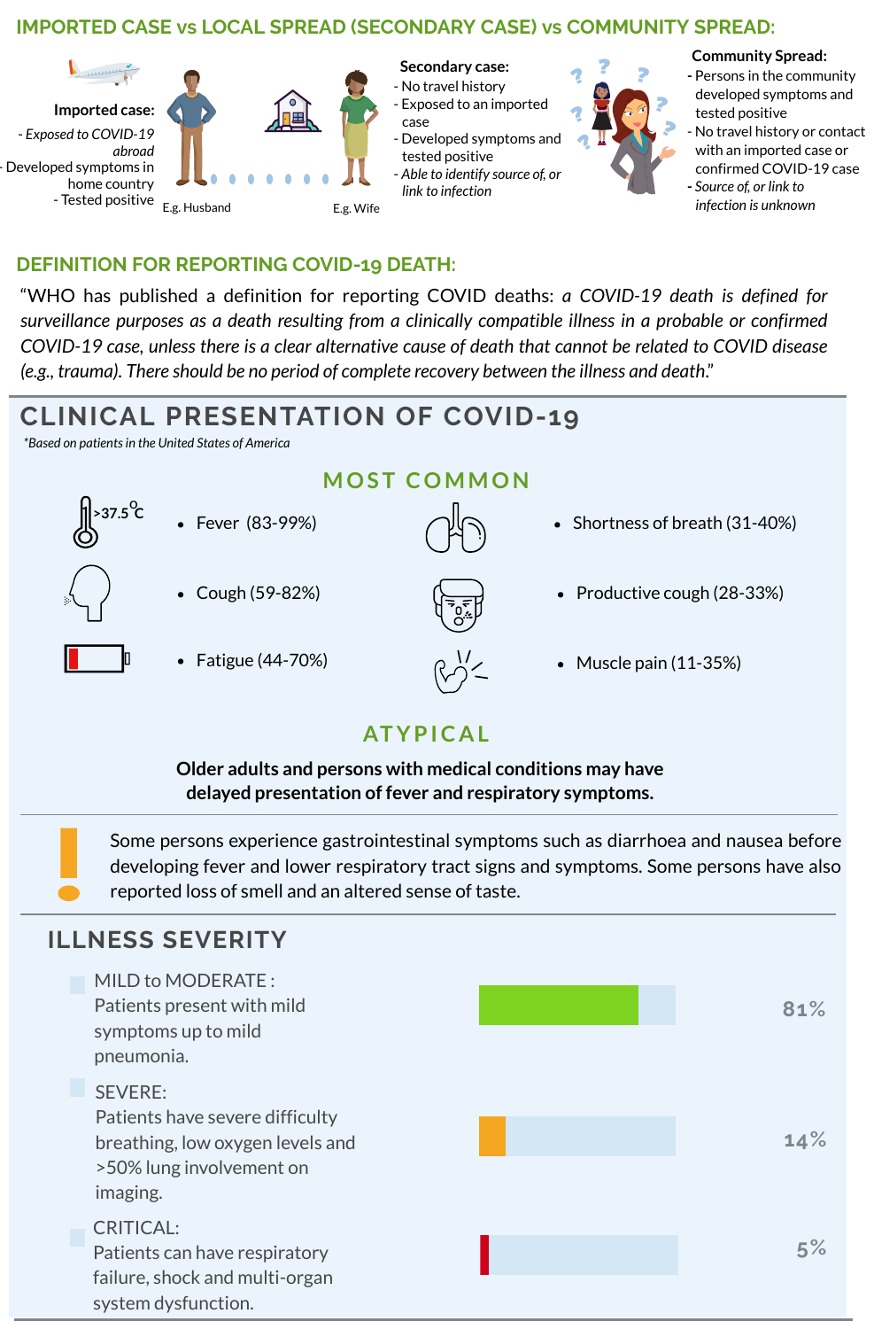## IMPORTED CASE vs LOCAL SPREAD (SECONDARY CASE) vs COMMUNITY SPREAD:

**Imported case:**

- *Exposed to COVID-19 abroad*
- Developed symptoms in home country
- Tested positive

E.g. Husband

E.g. Wife

**Secondary case:**

- No travel history
- Exposed to an imported case
- Developed symptoms and tested positive
- *Able to identify source of, or link to infection*

**Community Spread:**

- Persons in the community developed symptoms and tested positive
- No travel history or contact with an imported case or confirmed COVID-19 case
- *Source of, or link to infection is unknown*

## DEFINITION FOR REPORTING COVID-19 DEATH:

"WHO has published a definition for reporting COVID deaths: *a COVID-19 death is defined for surveillance purposes as a death resulting from a clinically compatible illness in a probable or confirmed COVID-19 case, unless there is a clear alternative cause of death that cannot be related to COVID disease (e.g., trauma). There should be no period of complete recovery between the illness and death.*"

## CLINICAL PRESENTATION OF COVID-19

*\*Based on patients in the United States of America*

### MOST COMMON

>37.5°C

- Fever (83-99%)
- Shortness of breath (31-40%)
- Cough (59-82%)
- Productive cough (28-33%)
- Fatigue (44-70%)
- Muscle pain (11-35%)

### ATYPICAL

**Older adults and persons with medical conditions may have delayed presentation of fever and respiratory symptoms.**

Some persons experience gastrointestinal symptoms such as diarrhoea and nausea before developing fever and lower respiratory tract signs and symptoms. Some persons have also reported loss of smell and an altered sense of taste.

## ILLNESS SEVERITY

MILD to MODERATE : Patients present with mild symptoms up to mild pneumonia.

81%

SEVERE: Patients have severe difficulty breathing, low oxygen levels and >50% lung involvement on imaging.

14%

CRITICAL: Patients can have respiratory failure, shock and multi-organ system dysfunction.

5%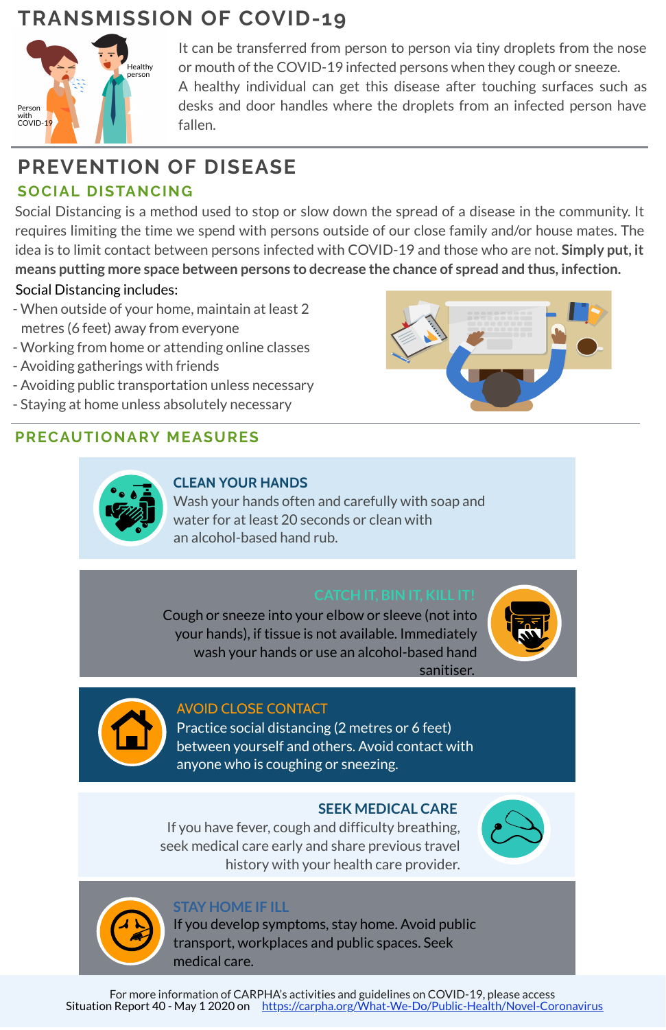# TRANSMISSION OF COVID-19

Person with COVID-19

Healthy person

It can be transferred from person to person via tiny droplets from the nose or mouth of the COVID-19 infected persons when they cough or sneeze. A healthy individual can get this disease after touching surfaces such as desks and door handles where the droplets from an infected person have fallen.

# PREVENTION OF DISEASE

## SOCIAL DISTANCING

Social Distancing is a method used to stop or slow down the spread of a disease in the community. It requires limiting the time we spend with persons outside of our close family and/or house mates. The idea is to limit contact between persons infected with COVID-19 and those who are not. **Simply put, it means putting more space between persons to decrease the chance of spread and thus, infection.**

Social Distancing includes:

- When outside of your home, maintain at least 2 metres (6 feet) away from everyone
- Working from home or attending online classes
- Avoiding gatherings with friends
- Avoiding public transportation unless necessary
- Staying at home unless absolutely necessary

## PRECAUTIONARY MEASURES

### CLEAN YOUR HANDS

Wash your hands often and carefully with soap and water for at least 20 seconds or clean with an alcohol-based hand rub.

### CATCH IT, BIN IT, KILL IT!

Cough or sneeze into your elbow or sleeve (not into your hands), if tissue is not available. Immediately wash your hands or use an alcohol-based hand sanitiser.

### AVOID CLOSE CONTACT

Practice social distancing (2 metres or 6 feet) between yourself and others. Avoid contact with anyone who is coughing or sneezing.

### SEEK MEDICAL CARE

If you have fever, cough and difficulty breathing, seek medical care early and share previous travel history with your health care provider.

### STAY HOME IF ILL

If you develop symptoms, stay home. Avoid public transport, workplaces and public spaces. Seek medical care.

For more information of CARPHA's activities and guidelines on COVID-19, please access Situation Report 40 - May 1 2020 on https://carpha.org/What-We-Do/Public-Health/Novel-Coronavirus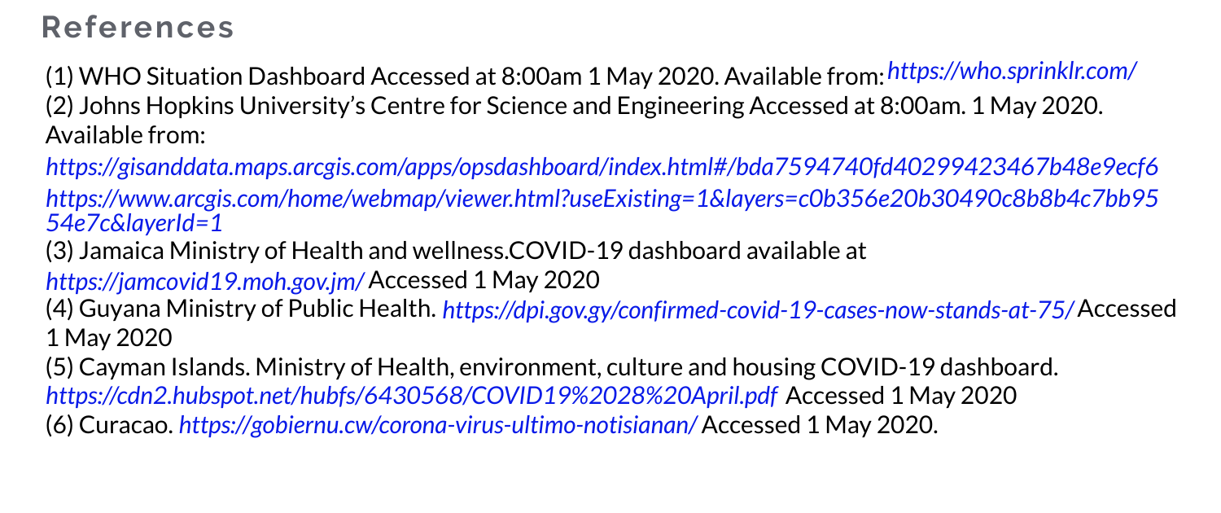## References

(1) WHO Situation Dashboard Accessed at 8:00am 1 May 2020. Available from: *https://who.sprinklr.com/*

(2) Johns Hopkins University's Centre for Science and Engineering Accessed at 8:00am. 1 May 2020. Available from:
*https://gisanddata.maps.arcgis.com/apps/opsdashboard/index.html#/bda7594740fd40299423467b48e9ecf6*
*https://www.arcgis.com/home/webmap/viewer.html?useExisting=1&layers=c0b356e20b30490c8b8b4c7bb9554e7c&layerId=1*

(3) Jamaica Ministry of Health and wellness.COVID-19 dashboard available at *https://jamcovid19.moh.gov.jm/* Accessed 1 May 2020

(4) Guyana Ministry of Public Health. *https://dpi.gov.gy/confirmed-covid-19-cases-now-stands-at-75/* Accessed 1 May 2020

(5) Cayman Islands. Ministry of Health, environment, culture and housing COVID-19 dashboard. *https://cdn2.hubspot.net/hubfs/6430568/COVID19%2028%20April.pdf* Accessed 1 May 2020

(6) Curacao. *https://gobiernu.cw/corona-virus-ultimo-notisianan/* Accessed 1 May 2020.